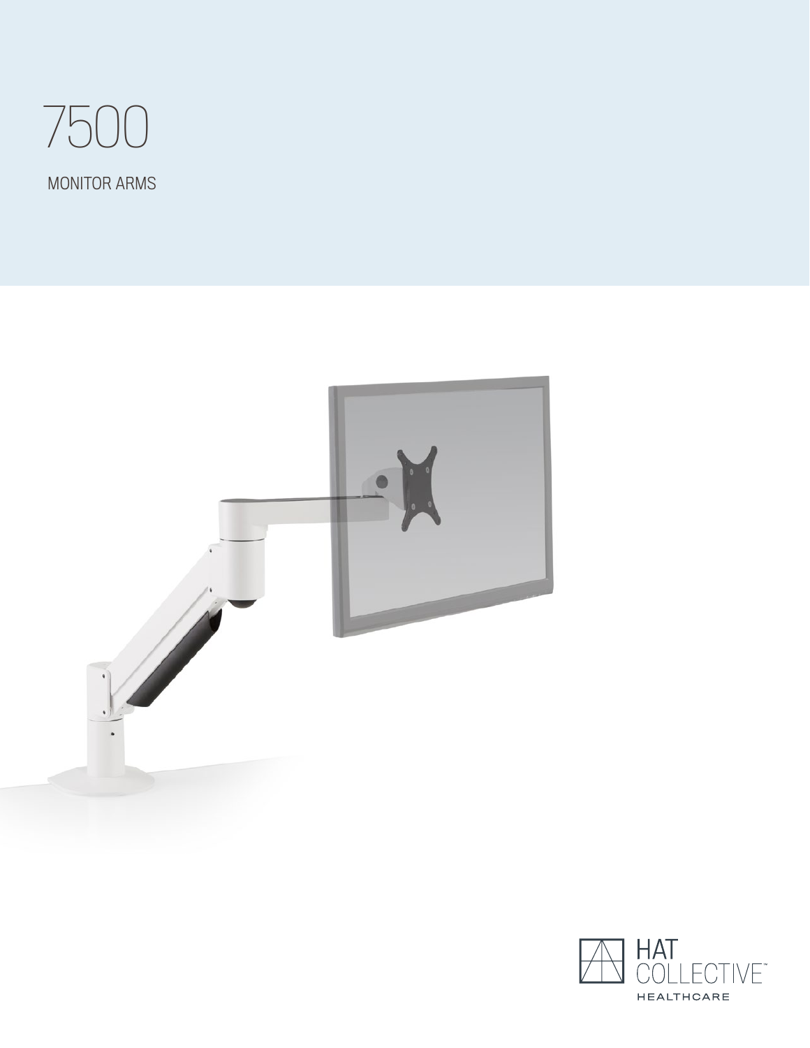# 7500

MONITOR ARMS

HAT COLLECTIVE™

HEALTHCARE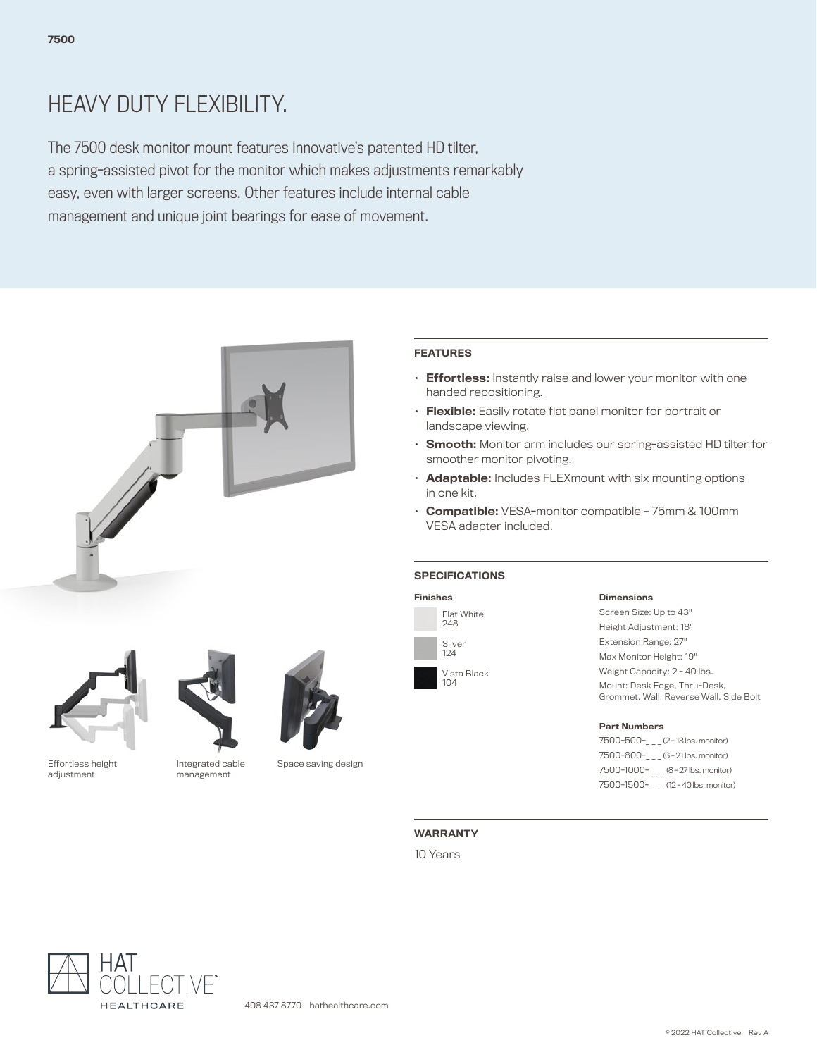7500

# HEAVY DUTY FLEXIBILITY.

The 7500 desk monitor mount features Innovative's patented HD tilter, a spring-assisted pivot for the monitor which makes adjustments remarkably easy, even with larger screens. Other features include internal cable management and unique joint bearings for ease of movement.

Effortless height adjustment

Integrated cable management

Space saving design

## FEATURES

- **Effortless:** Instantly raise and lower your monitor with one handed repositioning.
- **Flexible:** Easily rotate flat panel monitor for portrait or landscape viewing.
- **Smooth:** Monitor arm includes our spring-assisted HD tilter for smoother monitor pivoting.
- **Adaptable:** Includes FLEXmount with six mounting options in one kit.
- **Compatible:** VESA-monitor compatible – 75mm & 100mm VESA adapter included.

## SPECIFICATIONS

### Finishes

Flat White 248

Silver 124

Vista Black 104

### Dimensions

Screen Size: Up to 43"
Height Adjustment: 18"
Extension Range: 27"
Max Monitor Height: 19"
Weight Capacity: 2 - 40 lbs.
Mount: Desk Edge, Thru-Desk, Grommet, Wall, Reverse Wall, Side Bolt

### Part Numbers

7500-500-_ _ _ (2 - 13 lbs. monitor)
7500-800-_ _ _ (6 - 21 lbs. monitor)
7500-1000-_ _ _ (8 - 27 lbs. monitor)
7500-1500-_ _ _ (12 - 40 lbs. monitor)

## WARRANTY

10 Years

HAT COLLECTIVE™ HEALTHCARE

408 437 8770 hathealthcare.com

© 2022 HAT Collective Rev A